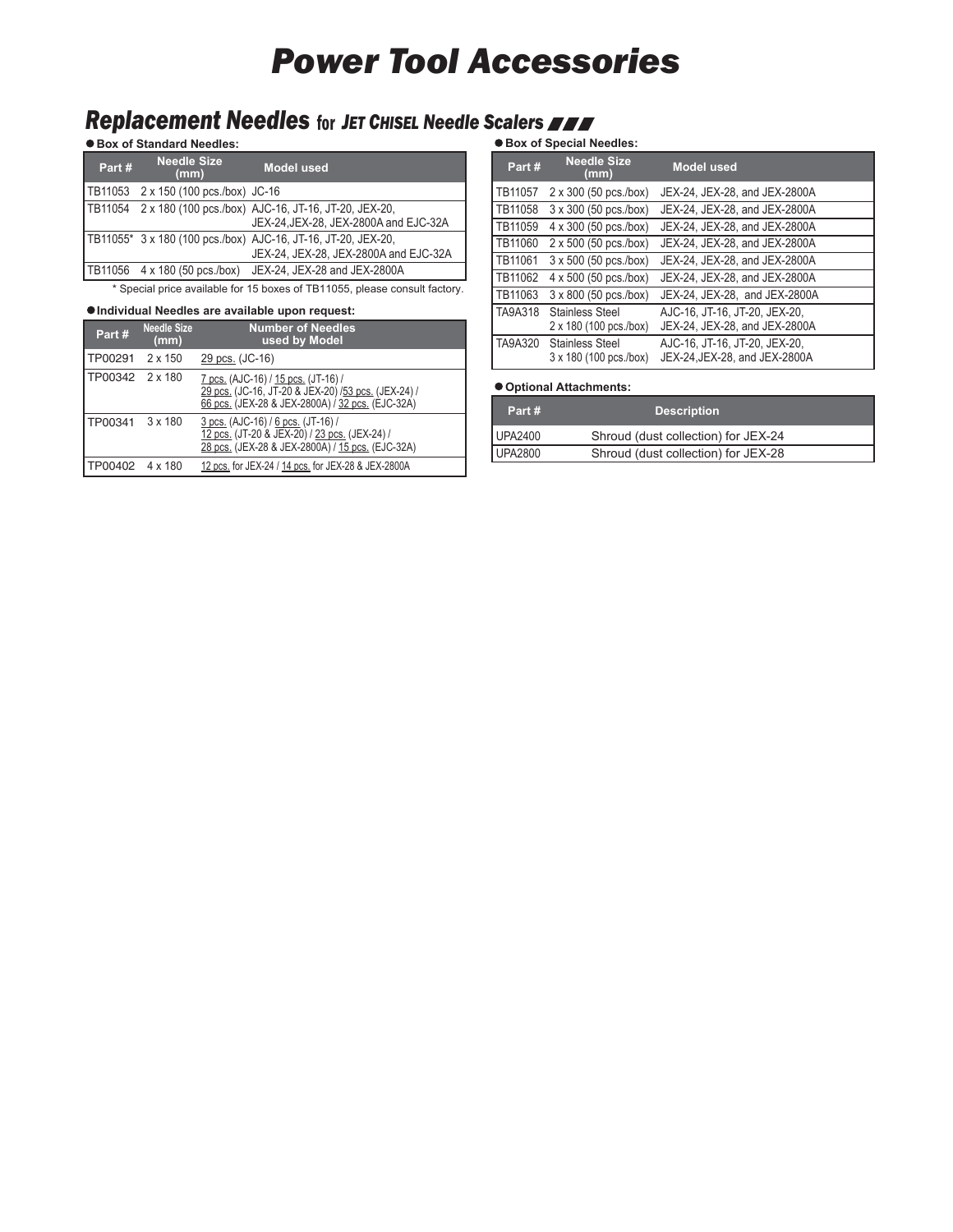# Power Tool Accessories

## Replacement Needles for JET CHISEL Needle Scalers

**● Box of Standard Needles:**

| Part # | Needle Size (mm) | Model used |
|---|---|---|
| TB11053 | 2 x 150 (100 pcs./box) | JC-16 |
| TB11054 | 2 x 180 (100 pcs./box) | AJC-16, JT-16, JT-20, JEX-20, JEX-24,JEX-28, JEX-2800A and EJC-32A |
| TB11055* | 3 x 180 (100 pcs./box) | AJC-16, JT-16, JT-20, JEX-20, JEX-24, JEX-28, JEX-2800A and EJC-32A |
| TB11056 | 4 x 180 (50 pcs./box) | JEX-24, JEX-28 and JEX-2800A |

\* Special price available for 15 boxes of TB11055, please consult factory.

**● Individual Needles are available upon request:**

| Part # | Needle Size (mm) | Number of Needles used by Model |
|---|---|---|
| TP00291 | 2 x 150 | 29 pcs. (JC-16) |
| TP00342 | 2 x 180 | 7 pcs. (AJC-16) / 15 pcs. (JT-16) / 29 pcs. (JC-16, JT-20 & JEX-20) /53 pcs. (JEX-24) / 66 pcs. (JEX-28 & JEX-2800A) / 32 pcs. (EJC-32A) |
| TP00341 | 3 x 180 | 3 pcs. (AJC-16) / 6 pcs. (JT-16) / 12 pcs. (JT-20 & JEX-20) / 23 pcs. (JEX-24) / 28 pcs. (JEX-28 & JEX-2800A) / 15 pcs. (EJC-32A) |
| TP00402 | 4 x 180 | 12 pcs. for JEX-24 / 14 pcs. for JEX-28 & JEX-2800A |

**● Box of Special Needles:**

| Part # | Needle Size (mm) | Model used |
|---|---|---|
| TB11057 | 2 x 300 (50 pcs./box) | JEX-24, JEX-28, and JEX-2800A |
| TB11058 | 3 x 300 (50 pcs./box) | JEX-24, JEX-28, and JEX-2800A |
| TB11059 | 4 x 300 (50 pcs./box) | JEX-24, JEX-28, and JEX-2800A |
| TB11060 | 2 x 500 (50 pcs./box) | JEX-24, JEX-28, and JEX-2800A |
| TB11061 | 3 x 500 (50 pcs./box) | JEX-24, JEX-28, and JEX-2800A |
| TB11062 | 4 x 500 (50 pcs./box) | JEX-24, JEX-28, and JEX-2800A |
| TB11063 | 3 x 800 (50 pcs./box) | JEX-24, JEX-28, and JEX-2800A |
| TA9A318 | Stainless Steel 2 x 180 (100 pcs./box) | AJC-16, JT-16, JT-20, JEX-20, JEX-24, JEX-28, and JEX-2800A |
| TA9A320 | Stainless Steel 3 x 180 (100 pcs./box) | AJC-16, JT-16, JT-20, JEX-20, JEX-24,JEX-28, and JEX-2800A |

**● Optional Attachments:**

| Part # | Description |
|---|---|
| UPA2400 | Shroud (dust collection) for JEX-24 |
| UPA2800 | Shroud (dust collection) for JEX-28 |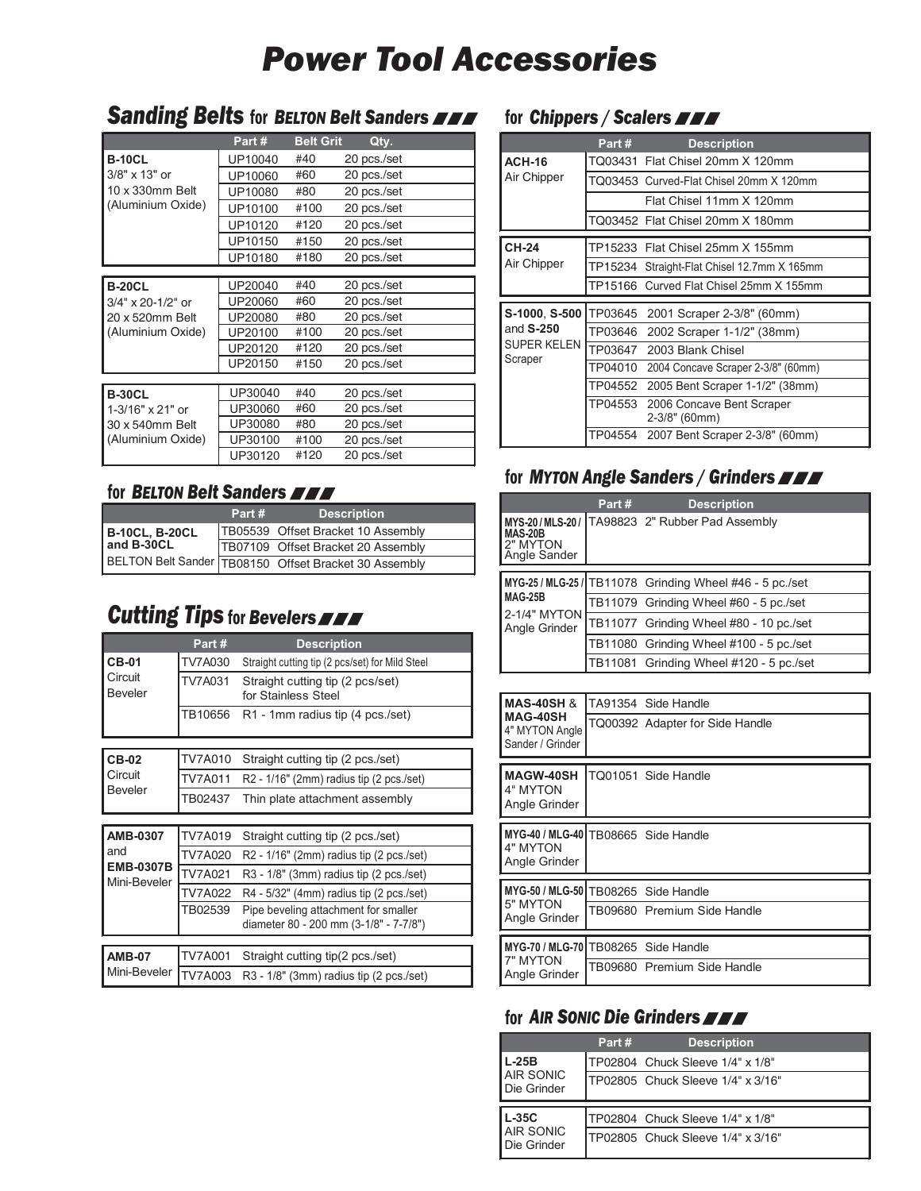# Power Tool Accessories

## Sanding Belts for *BELTON Belt Sanders*

| | Part # | Belt Grit | Qty. |
|---|---|---|---|
| **B-10CL** 3/8" x 13" or 10 x 330mm Belt (Aluminium Oxide) | UP10040 | #40 | 20 pcs./set |
| | UP10060 | #60 | 20 pcs./set |
| | UP10080 | #80 | 20 pcs./set |
| | UP10100 | #100 | 20 pcs./set |
| | UP10120 | #120 | 20 pcs./set |
| | UP10150 | #150 | 20 pcs./set |
| | UP10180 | #180 | 20 pcs./set |
| **B-20CL** 3/4" x 20-1/2" or 20 x 520mm Belt (Aluminium Oxide) | UP20040 | #40 | 20 pcs./set |
| | UP20060 | #60 | 20 pcs./set |
| | UP20080 | #80 | 20 pcs./set |
| | UP20100 | #100 | 20 pcs./set |
| | UP20120 | #120 | 20 pcs./set |
| | UP20150 | #150 | 20 pcs./set |
| **B-30CL** 1-3/16" x 21" or 30 x 540mm Belt (Aluminium Oxide) | UP30040 | #40 | 20 pcs./set |
| | UP30060 | #60 | 20 pcs./set |
| | UP30080 | #80 | 20 pcs./set |
| | UP30100 | #100 | 20 pcs./set |
| | UP30120 | #120 | 20 pcs./set |

## for *BELTON Belt Sanders*

| | Part # | Description |
|---|---|---|
| **B-10CL, B-20CL and B-30CL** BELTON Belt Sander | TB05539 | Offset Bracket 10 Assembly |
| | TB07109 | Offset Bracket 20 Assembly |
| | TB08150 | Offset Bracket 30 Assembly |

## Cutting Tips for Bevelers

| | Part # | Description |
|---|---|---|
| **CB-01** Circuit Beveler | TV7A030 | Straight cutting tip (2 pcs/set) for Mild Steel |
| | TV7A031 | Straight cutting tip (2 pcs/set) for Stainless Steel |
| | TB10656 | R1 - 1mm radius tip (4 pcs./set) |
| **CB-02** Circuit Beveler | TV7A010 | Straight cutting tip (2 pcs./set) |
| | TV7A011 | R2 - 1/16" (2mm) radius tip (2 pcs./set) |
| | TB02437 | Thin plate attachment assembly |
| **AMB-0307** and **EMB-0307B** Mini-Beveler | TV7A019 | Straight cutting tip (2 pcs./set) |
| | TV7A020 | R2 - 1/16" (2mm) radius tip (2 pcs./set) |
| | TV7A021 | R3 - 1/8" (3mm) radius tip (2 pcs./set) |
| | TV7A022 | R4 - 5/32" (4mm) radius tip (2 pcs./set) |
| | TB02539 | Pipe beveling attachment for smaller diameter 80 - 200 mm (3-1/8" - 7-7/8") |
| **AMB-07** Mini-Beveler | TV7A001 | Straight cutting tip(2 pcs./set) |
| | TV7A003 | R3 - 1/8" (3mm) radius tip (2 pcs./set) |

## for *Chippers / Scalers*

| | Part # | Description |
|---|---|---|
| **ACH-16** Air Chipper | TQ03431 | Flat Chisel 20mm X 120mm |
| | TQ03453 | Curved-Flat Chisel 20mm X 120mm |
| | | Flat Chisel 11mm X 120mm |
| | TQ03452 | Flat Chisel 20mm X 180mm |
| **CH-24** Air Chipper | TP15233 | Flat Chisel 25mm X 155mm |
| | TP15234 | Straight-Flat Chisel 12.7mm X 165mm |
| | TP15166 | Curved Flat Chisel 25mm X 155mm |
| **S-1000**, **S-500** and **S-250** SUPER KELEN Scraper | TP03645 | 2001 Scraper 2-3/8" (60mm) |
| | TP03646 | 2002 Scraper 1-1/2" (38mm) |
| | TP03647 | 2003 Blank Chisel |
| | TP04010 | 2004 Concave Scraper 2-3/8" (60mm) |
| | TP04552 | 2005 Bent Scraper 1-1/2" (38mm) |
| | TP04553 | 2006 Concave Bent Scraper 2-3/8" (60mm) |
| | TP04554 | 2007 Bent Scraper 2-3/8" (60mm) |

## for *MYTON Angle Sanders / Grinders*

| | Part # | Description |
|---|---|---|
| **MYS-20 / MLS-20 / MAS-20B** 2" MYTON Angle Sander | TA98823 | 2" Rubber Pad Assembly |
| **MYG-25 / MLG-25 / MAG-25B** 2-1/4" MYTON Angle Grinder | TB11078 | Grinding Wheel #46 - 5 pc./set |
| | TB11079 | Grinding Wheel #60 - 5 pc./set |
| | TB11077 | Grinding Wheel #80 - 10 pc./set |
| | TB11080 | Grinding Wheel #100 - 5 pc./set |
| | TB11081 | Grinding Wheel #120 - 5 pc./set |
| **MAS-40SH** & **MAG-40SH** 4" MYTON Angle Sander / Grinder | TA91354 | Side Handle |
| | TQ00392 | Adapter for Side Handle |
| **MAGW-40SH** 4" MYTON Angle Grinder | TQ01051 | Side Handle |
| **MYG-40 / MLG-40** 4" MYTON Angle Grinder | TB08665 | Side Handle |
| **MYG-50 / MLG-50** 5" MYTON Angle Grinder | TB08265 | Side Handle |
| | TB09680 | Premium Side Handle |
| **MYG-70 / MLG-70** 7" MYTON Angle Grinder | TB08265 | Side Handle |
| | TB09680 | Premium Side Handle |

## for *AIR SONIC Die Grinders*

| | Part # | Description |
|---|---|---|
| **L-25B** AIR SONIC Die Grinder | TP02804 | Chuck Sleeve 1/4" x 1/8" |
| | TP02805 | Chuck Sleeve 1/4" x 3/16" |
| **L-35C** AIR SONIC Die Grinder | TP02804 | Chuck Sleeve 1/4" x 1/8" |
| | TP02805 | Chuck Sleeve 1/4" x 3/16" |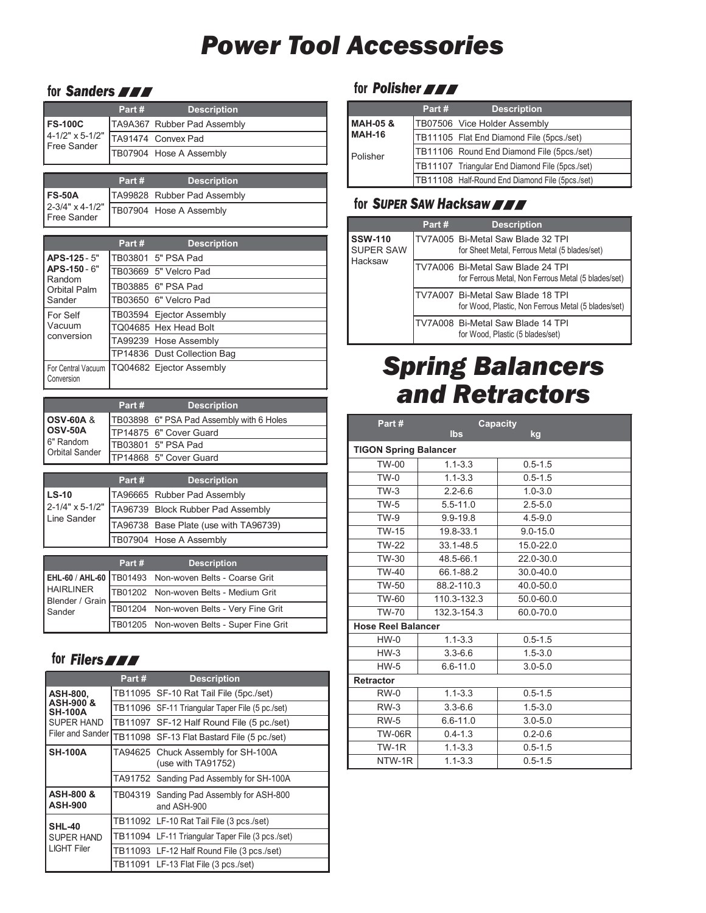# Power Tool Accessories

## for Sanders

| | Part # | Description |
|---|---|---|
| **FS-100C** 4-1/2" x 5-1/2" Free Sander | TA9A367 | Rubber Pad Assembly |
| | TA91474 | Convex Pad |
| | TB07904 | Hose A Assembly |

| | Part # | Description |
|---|---|---|
| **FS-50A** 2-3/4" x 4-1/2" Free Sander | TA99828 | Rubber Pad Assembly |
| | TB07904 | Hose A Assembly |

| | Part # | Description |
|---|---|---|
| **APS-125** - 5" **APS-150** - 6" Random Orbital Palm Sander | TB03801 | 5" PSA Pad |
| | TB03669 | 5" Velcro Pad |
| | TB03885 | 6" PSA Pad |
| | TB03650 | 6" Velcro Pad |
| For Self Vacuum conversion | TB03594 | Ejector Assembly |
| | TQ04685 | Hex Head Bolt |
| | TA99239 | Hose Assembly |
| | TP14836 | Dust Collection Bag |
| For Central Vacuum Conversion | TQ04682 | Ejector Assembly |

| | Part # | Description |
|---|---|---|
| **OSV-60A** & **OSV-50A** 6" Random Orbital Sander | TB03898 | 6" PSA Pad Assembly with 6 Holes |
| | TP14875 | 6" Cover Guard |
| | TB03801 | 5" PSA Pad |
| | TP14868 | 5" Cover Guard |

| | Part # | Description |
|---|---|---|
| **LS-10** 2-1/4" x 5-1/2" Line Sander | TA96665 | Rubber Pad Assembly |
| | TA96739 | Block Rubber Pad Assembly |
| | TA96738 | Base Plate (use with TA96739) |
| | TB07904 | Hose A Assembly |

| | Part # | Description |
|---|---|---|
| **EHL-60** / **AHL-60** HAIRLINER Blender / Grain Sander | TB01493 | Non-woven Belts - Coarse Grit |
| | TB01202 | Non-woven Belts - Medium Grit |
| | TB01204 | Non-woven Belts - Very Fine Grit |
| | TB01205 | Non-woven Belts - Super Fine Grit |

## for Filers

| | Part # | Description |
|---|---|---|
| **ASH-800, ASH-900 & SH-100A** SUPER HAND Filer and Sander | TB11095 | SF-10 Rat Tail File (5pc./set) |
| | TB11096 | SF-11 Triangular Taper File (5 pc./set) |
| | TB11097 | SF-12 Half Round File (5 pc./set) |
| | TB11098 | SF-13 Flat Bastard File (5 pc./set) |
| **SH-100A** | TA94625 | Chuck Assembly for SH-100A (use with TA91752) |
| | TA91752 | Sanding Pad Assembly for SH-100A |
| **ASH-800 & ASH-900** | TB04319 | Sanding Pad Assembly for ASH-800 and ASH-900 |
| **SHL-40** SUPER HAND LIGHT Filer | TB11092 | LF-10 Rat Tail File (3 pcs./set) |
| | TB11094 | LF-11 Triangular Taper File (3 pcs./set) |
| | TB11093 | LF-12 Half Round File (3 pcs./set) |
| | TB11091 | LF-13 Flat File (3 pcs./set) |

## for Polisher

| | Part # | Description |
|---|---|---|
| **MAH-05 & MAH-16** Polisher | TB07506 | Vice Holder Assembly |
| | TB11105 | Flat End Diamond File (5pcs./set) |
| | TB11106 | Round End Diamond File (5pcs./set) |
| | TB11107 | Triangular End Diamond File (5pcs./set) |
| | TB11108 | Half-Round End Diamond File (5pcs./set) |

## for SUPER SAW Hacksaw

| | Part # | Description |
|---|---|---|
| **SSW-110** SUPER SAW Hacksaw | TV7A005 | Bi-Metal Saw Blade 32 TPI for Sheet Metal, Ferrous Metal (5 blades/set) |
| | TV7A006 | Bi-Metal Saw Blade 24 TPI for Ferrous Metal, Non Ferrous Metal (5 blades/set) |
| | TV7A007 | Bi-Metal Saw Blade 18 TPI for Wood, Plastic, Non Ferrous Metal (5 blades/set) |
| | TV7A008 | Bi-Metal Saw Blade 14 TPI for Wood, Plastic (5 blades/set) |

# Spring Balancers and Retractors

| Part # | Capacity | |
|---|---|---|
| | lbs | kg |
| **TIGON Spring Balancer** | | |
| TW-00 | 1.1-3.3 | 0.5-1.5 |
| TW-0 | 1.1-3.3 | 0.5-1.5 |
| TW-3 | 2.2-6.6 | 1.0-3.0 |
| TW-5 | 5.5-11.0 | 2.5-5.0 |
| TW-9 | 9.9-19.8 | 4.5-9.0 |
| TW-15 | 19.8-33.1 | 9.0-15.0 |
| TW-22 | 33.1-48.5 | 15.0-22.0 |
| TW-30 | 48.5-66.1 | 22.0-30.0 |
| TW-40 | 66.1-88.2 | 30.0-40.0 |
| TW-50 | 88.2-110.3 | 40.0-50.0 |
| TW-60 | 110.3-132.3 | 50.0-60.0 |
| TW-70 | 132.3-154.3 | 60.0-70.0 |
| **Hose Reel Balancer** | | |
| HW-0 | 1.1-3.3 | 0.5-1.5 |
| HW-3 | 3.3-6.6 | 1.5-3.0 |
| HW-5 | 6.6-11.0 | 3.0-5.0 |
| **Retractor** | | |
| RW-0 | 1.1-3.3 | 0.5-1.5 |
| RW-3 | 3.3-6.6 | 1.5-3.0 |
| RW-5 | 6.6-11.0 | 3.0-5.0 |
| TW-06R | 0.4-1.3 | 0.2-0.6 |
| TW-1R | 1.1-3.3 | 0.5-1.5 |
| NTW-1R | 1.1-3.3 | 0.5-1.5 |